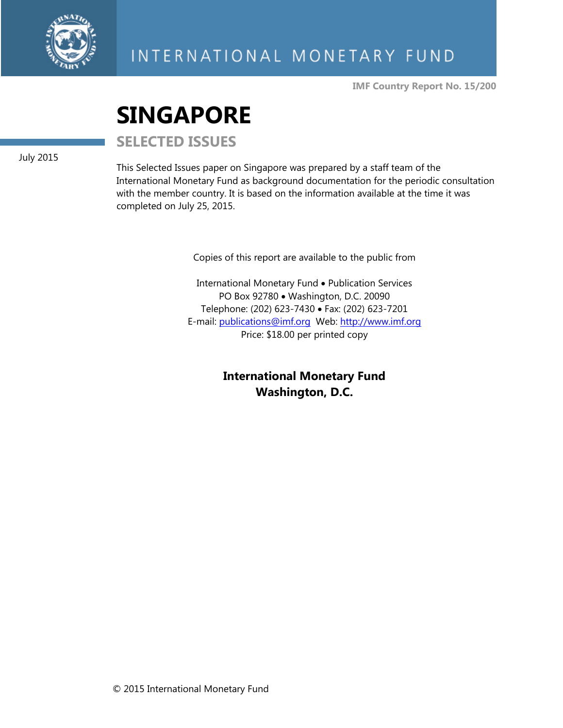INTERNATIONAL MONETARY FUND

IMF Country Report No. 15/200

# SINGAPORE

## SELECTED ISSUES

July 2015

This Selected Issues paper on Singapore was prepared by a staff team of the International Monetary Fund as background documentation for the periodic consultation with the member country. It is based on the information available at the time it was completed on July 25, 2015.

Copies of this report are available to the public from

International Monetary Fund • Publication Services
PO Box 92780 • Washington, D.C. 20090
Telephone: (202) 623-7430 • Fax: (202) 623-7201
E-mail: publications@imf.org Web: http://www.imf.org
Price: $18.00 per printed copy

**International Monetary Fund**
**Washington, D.C.**

© 2015 International Monetary Fund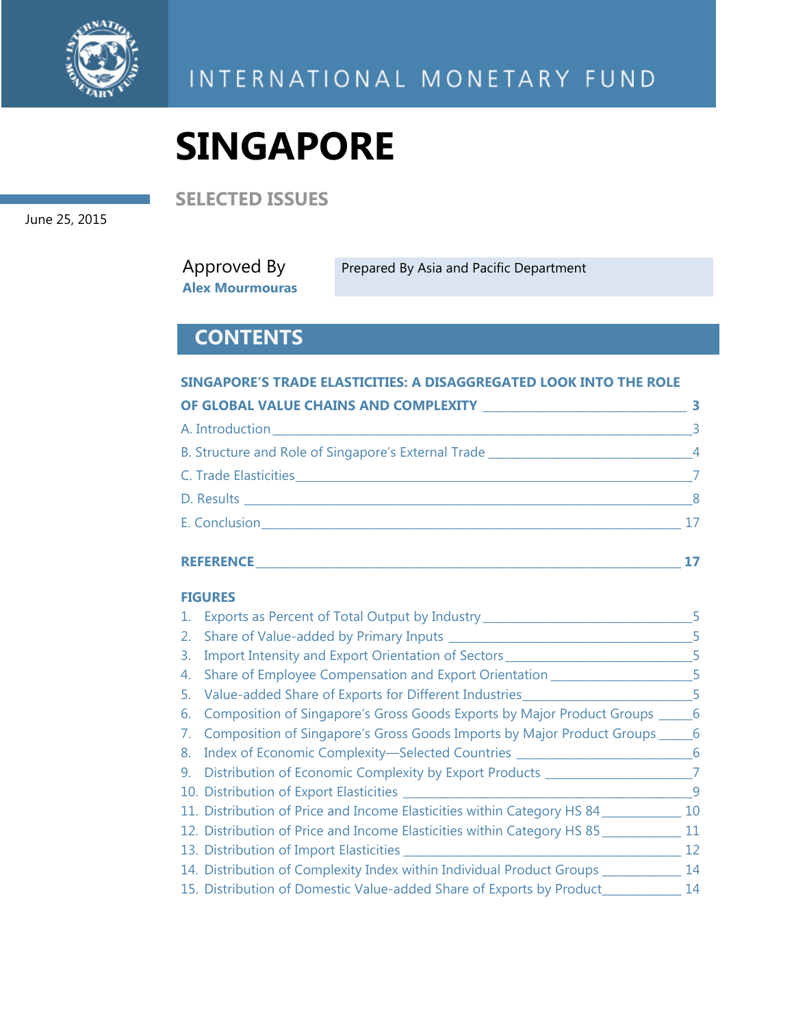INTERNATIONAL MONETARY FUND

# SINGAPORE

## SELECTED ISSUES

June 25, 2015

Approved By
**Alex Mourmouras**

Prepared By Asia and Pacific Department

## CONTENTS

**SINGAPORE'S TRADE ELASTICITIES: A DISAGGREGATED LOOK INTO THE ROLE OF GLOBAL VALUE CHAINS AND COMPLEXITY** — **3**

A. Introduction — 3

B. Structure and Role of Singapore's External Trade — 4

C. Trade Elasticities — 7

D. Results — 8

E. Conclusion — 17

**REFERENCE** — **17**

**FIGURES**

1. Exports as Percent of Total Output by Industry — 5
2. Share of Value-added by Primary Inputs — 5
3. Import Intensity and Export Orientation of Sectors — 5
4. Share of Employee Compensation and Export Orientation — 5
5. Value-added Share of Exports for Different Industries — 5
6. Composition of Singapore's Gross Goods Exports by Major Product Groups — 6
7. Composition of Singapore's Gross Goods Imports by Major Product Groups — 6
8. Index of Economic Complexity—Selected Countries — 6
9. Distribution of Economic Complexity by Export Products — 7
10. Distribution of Export Elasticities — 9
11. Distribution of Price and Income Elasticities within Category HS 84 — 10
12. Distribution of Price and Income Elasticities within Category HS 85 — 11
13. Distribution of Import Elasticities — 12
14. Distribution of Complexity Index within Individual Product Groups — 14
15. Distribution of Domestic Value-added Share of Exports by Product — 14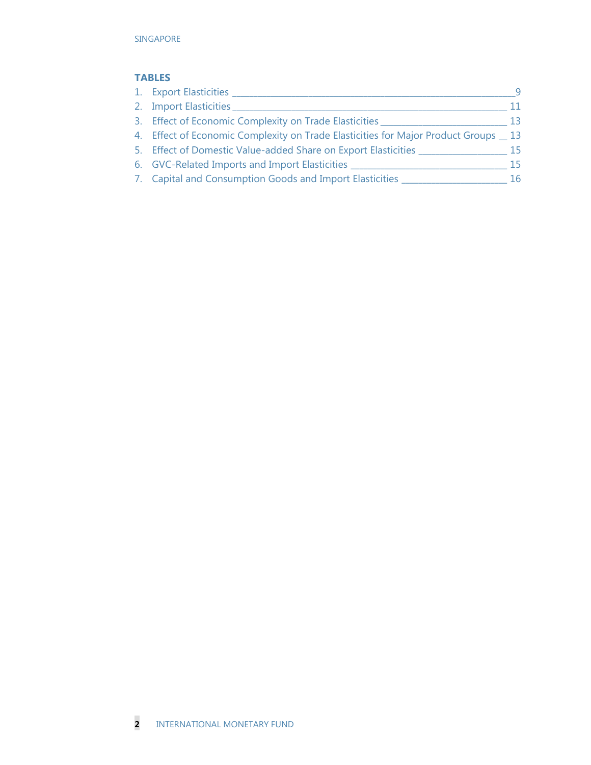## TABLES

1. Export Elasticities ____ 9
2. Import Elasticities ____ 11
3. Effect of Economic Complexity on Trade Elasticities ____ 13
4. Effect of Economic Complexity on Trade Elasticities for Major Product Groups ____ 13
5. Effect of Domestic Value-added Share on Export Elasticities ____ 15
6. GVC-Related Imports and Import Elasticities ____ 15
7. Capital and Consumption Goods and Import Elasticities ____ 16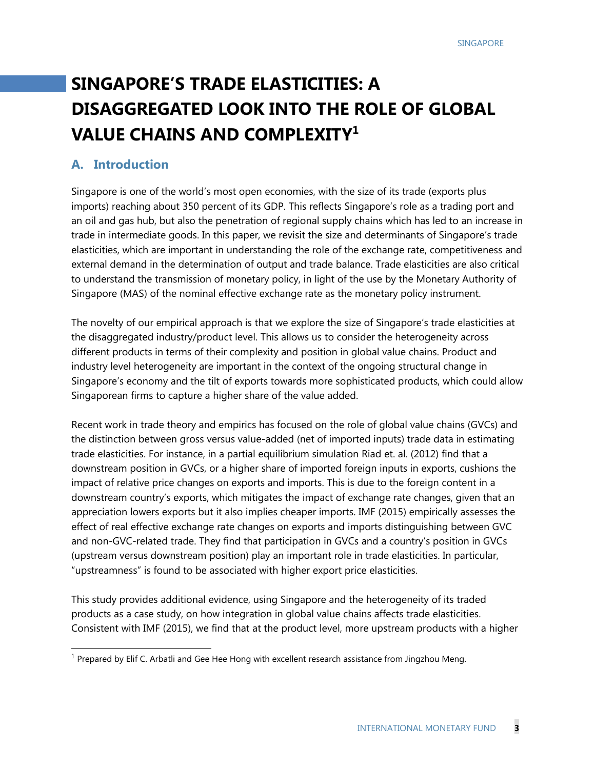# SINGAPORE'S TRADE ELASTICITIES: A DISAGGREGATED LOOK INTO THE ROLE OF GLOBAL VALUE CHAINS AND COMPLEXITY[1]

## A. Introduction

Singapore is one of the world's most open economies, with the size of its trade (exports plus imports) reaching about 350 percent of its GDP. This reflects Singapore's role as a trading port and an oil and gas hub, but also the penetration of regional supply chains which has led to an increase in trade in intermediate goods. In this paper, we revisit the size and determinants of Singapore's trade elasticities, which are important in understanding the role of the exchange rate, competitiveness and external demand in the determination of output and trade balance. Trade elasticities are also critical to understand the transmission of monetary policy, in light of the use by the Monetary Authority of Singapore (MAS) of the nominal effective exchange rate as the monetary policy instrument.

The novelty of our empirical approach is that we explore the size of Singapore's trade elasticities at the disaggregated industry/product level. This allows us to consider the heterogeneity across different products in terms of their complexity and position in global value chains. Product and industry level heterogeneity are important in the context of the ongoing structural change in Singapore's economy and the tilt of exports towards more sophisticated products, which could allow Singaporean firms to capture a higher share of the value added.

Recent work in trade theory and empirics has focused on the role of global value chains (GVCs) and the distinction between gross versus value-added (net of imported inputs) trade data in estimating trade elasticities. For instance, in a partial equilibrium simulation Riad et. al. (2012) find that a downstream position in GVCs, or a higher share of imported foreign inputs in exports, cushions the impact of relative price changes on exports and imports. This is due to the foreign content in a downstream country's exports, which mitigates the impact of exchange rate changes, given that an appreciation lowers exports but it also implies cheaper imports. IMF (2015) empirically assesses the effect of real effective exchange rate changes on exports and imports distinguishing between GVC and non-GVC-related trade. They find that participation in GVCs and a country's position in GVCs (upstream versus downstream position) play an important role in trade elasticities. In particular, "upstreamness" is found to be associated with higher export price elasticities.

This study provides additional evidence, using Singapore and the heterogeneity of its traded products as a case study, on how integration in global value chains affects trade elasticities. Consistent with IMF (2015), we find that at the product level, more upstream products with a higher

---

[1] Prepared by Elif C. Arbatli and Gee Hee Hong with excellent research assistance from Jingzhou Meng.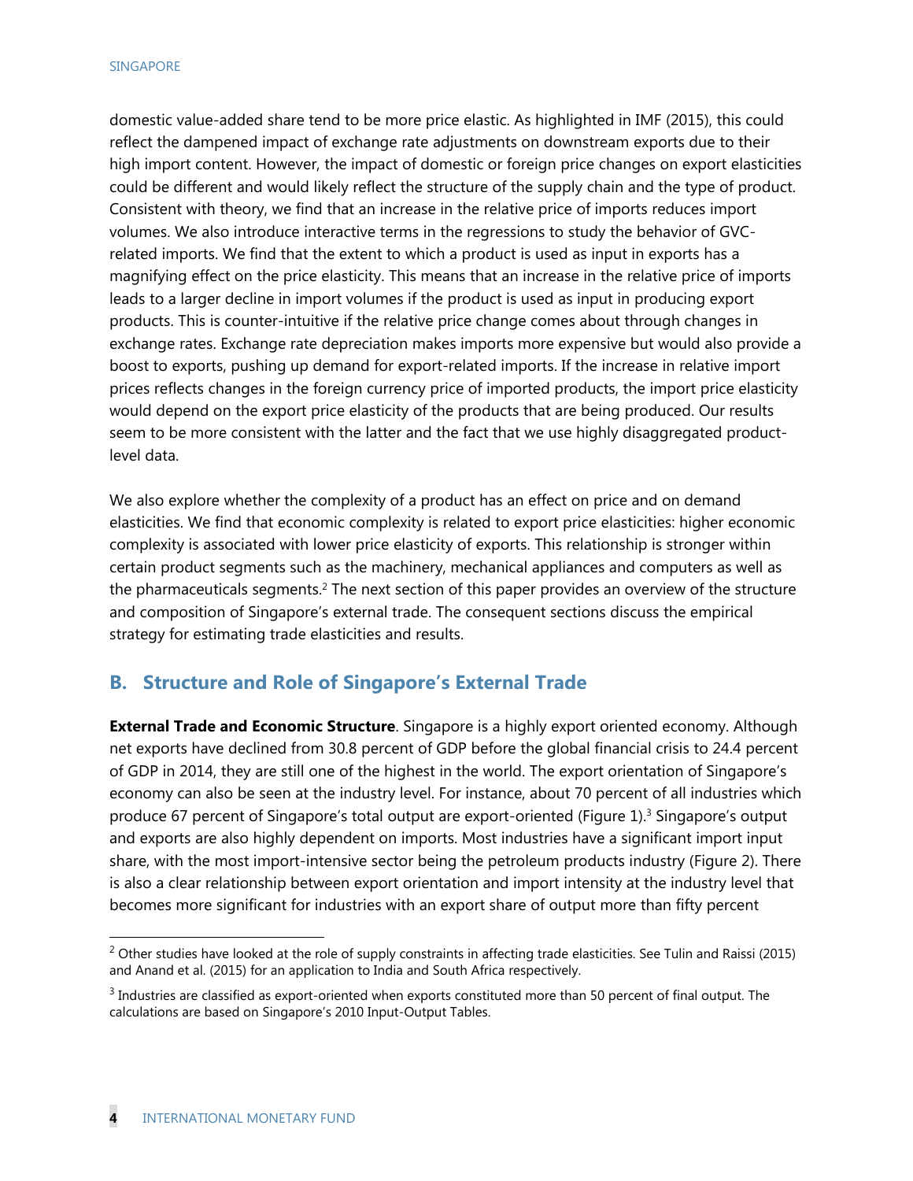domestic value-added share tend to be more price elastic. As highlighted in IMF (2015), this could reflect the dampened impact of exchange rate adjustments on downstream exports due to their high import content. However, the impact of domestic or foreign price changes on export elasticities could be different and would likely reflect the structure of the supply chain and the type of product. Consistent with theory, we find that an increase in the relative price of imports reduces import volumes. We also introduce interactive terms in the regressions to study the behavior of GVC-related imports. We find that the extent to which a product is used as input in exports has a magnifying effect on the price elasticity. This means that an increase in the relative price of imports leads to a larger decline in import volumes if the product is used as input in producing export products. This is counter-intuitive if the relative price change comes about through changes in exchange rates. Exchange rate depreciation makes imports more expensive but would also provide a boost to exports, pushing up demand for export-related imports. If the increase in relative import prices reflects changes in the foreign currency price of imported products, the import price elasticity would depend on the export price elasticity of the products that are being produced. Our results seem to be more consistent with the latter and the fact that we use highly disaggregated product-level data.

We also explore whether the complexity of a product has an effect on price and on demand elasticities. We find that economic complexity is related to export price elasticities: higher economic complexity is associated with lower price elasticity of exports. This relationship is stronger within certain product segments such as the machinery, mechanical appliances and computers as well as the pharmaceuticals segments.[2] The next section of this paper provides an overview of the structure and composition of Singapore's external trade. The consequent sections discuss the empirical strategy for estimating trade elasticities and results.

## B. Structure and Role of Singapore's External Trade

**External Trade and Economic Structure**. Singapore is a highly export oriented economy. Although net exports have declined from 30.8 percent of GDP before the global financial crisis to 24.4 percent of GDP in 2014, they are still one of the highest in the world. The export orientation of Singapore's economy can also be seen at the industry level. For instance, about 70 percent of all industries which produce 67 percent of Singapore's total output are export-oriented (Figure 1).[3] Singapore's output and exports are also highly dependent on imports. Most industries have a significant import input share, with the most import-intensive sector being the petroleum products industry (Figure 2). There is also a clear relationship between export orientation and import intensity at the industry level that becomes more significant for industries with an export share of output more than fifty percent

---

[2] Other studies have looked at the role of supply constraints in affecting trade elasticities. See Tulin and Raissi (2015) and Anand et al. (2015) for an application to India and South Africa respectively.

[3] Industries are classified as export-oriented when exports constituted more than 50 percent of final output. The calculations are based on Singapore's 2010 Input-Output Tables.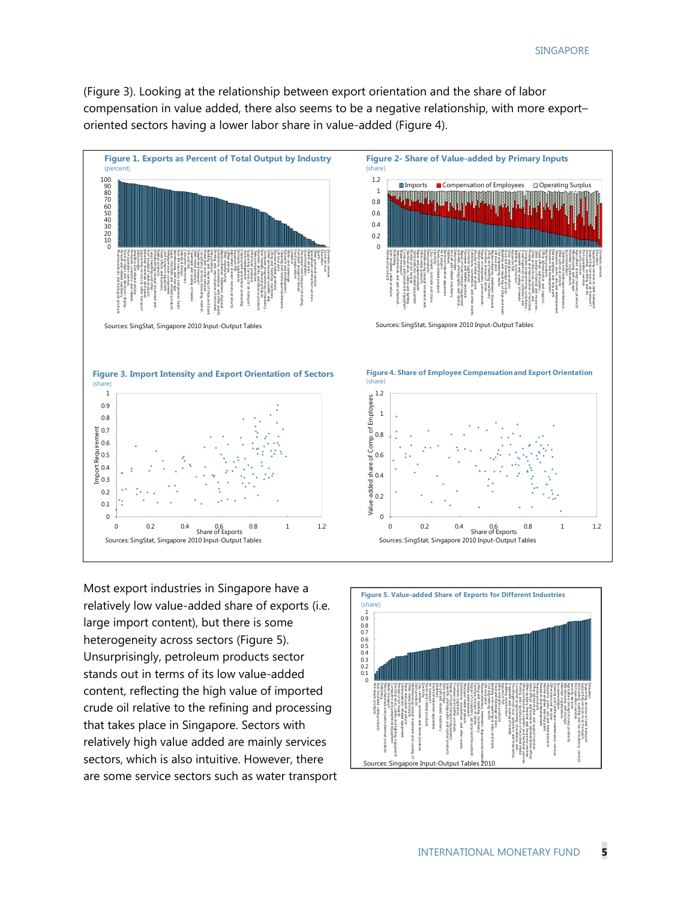(Figure 3). Looking at the relationship between export orientation and the share of labor compensation in value added, there also seems to be a negative relationship, with more export–oriented sectors having a lower labor share in value-added (Figure 4).

**Figure 1. Exports as Percent of Total Output by Industry**
(percent)

Sources: SingStat, Singapore 2010 Input-Output Tables

**Figure 2- Share of Value-added by Primary Inputs**
(share)

Sources: SingStat, Singapore 2010 Input-Output Tables

**Figure 3. Import Intensity and Export Orientation of Sectors**
(share)

Sources: SingStat, Singapore 2010 Input-Output Tables

**Figure 4. Share of Employee Compensation and Export Orientation**
(share)

Sources: SingStat, Singapore 2010 Input-Output Tables

Most export industries in Singapore have a relatively low value-added share of exports (i.e. large import content), but there is some heterogeneity across sectors (Figure 5). Unsurprisingly, petroleum products sector stands out in terms of its low value-added content, reflecting the high value of imported crude oil relative to the refining and processing that takes place in Singapore. Sectors with relatively high value added are mainly services sectors, which is also intuitive. However, there are some service sectors such as water transport

**Figure 5. Value-added Share of Exports for Different Industries**
(share)

Sources: Singapore Input-Output Tables 2010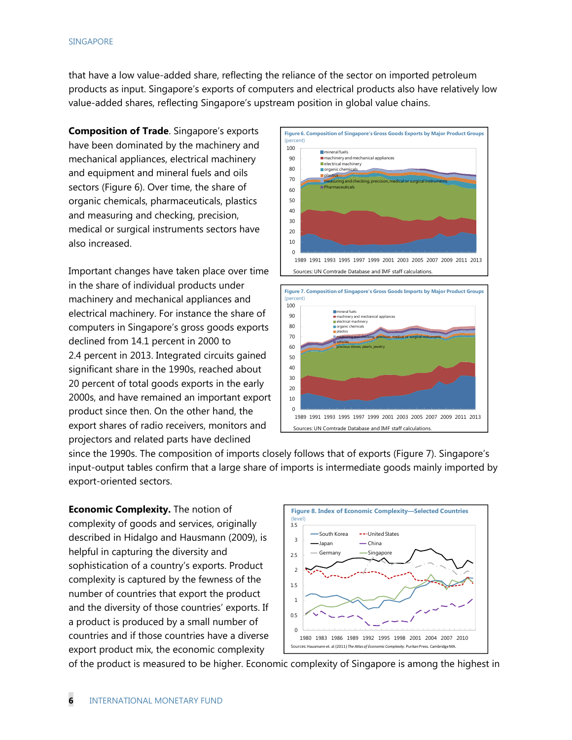that have a low value-added share, reflecting the reliance of the sector on imported petroleum products as input. Singapore's exports of computers and electrical products also have relatively low value-added shares, reflecting Singapore's upstream position in global value chains.

**Composition of Trade**. Singapore's exports have been dominated by the machinery and mechanical appliances, electrical machinery and equipment and mineral fuels and oils sectors (Figure 6). Over time, the share of organic chemicals, pharmaceuticals, plastics and measuring and checking, precision, medical or surgical instruments sectors have also increased.

Figure 6. Composition of Singapore's Gross Goods Exports by Major Product Groups
(percent)

Sources: UN Comtrade Database and IMF staff calculations.

Important changes have taken place over time in the share of individual products under machinery and mechanical appliances and electrical machinery. For instance the share of computers in Singapore's gross goods exports declined from 14.1 percent in 2000 to 2.4 percent in 2013. Integrated circuits gained significant share in the 1990s, reached about 20 percent of total goods exports in the early 2000s, and have remained an important export product since then. On the other hand, the export shares of radio receivers, monitors and projectors and related parts have declined since the 1990s. The composition of imports closely follows that of exports (Figure 7). Singapore's input-output tables confirm that a large share of imports is intermediate goods mainly imported by export-oriented sectors.

Figure 7. Composition of Singapore's Gross Goods Imports by Major Product Groups
(percent)

Sources: UN Comtrade Database and IMF staff calculations.

**Economic Complexity.** The notion of complexity of goods and services, originally described in Hidalgo and Hausmann (2009), is helpful in capturing the diversity and sophistication of a country's exports. Product complexity is captured by the fewness of the number of countries that export the product and the diversity of those countries' exports. If a product is produced by a small number of countries and if those countries have a diverse export product mix, the economic complexity of the product is measured to be higher. Economic complexity of Singapore is among the highest in

Figure 8. Index of Economic Complexity—Selected Countries
(level)

Sources: Hausmann et. al (2011) *The Atlas of Economic Complexity*. Puritan Press. Cambridge MA.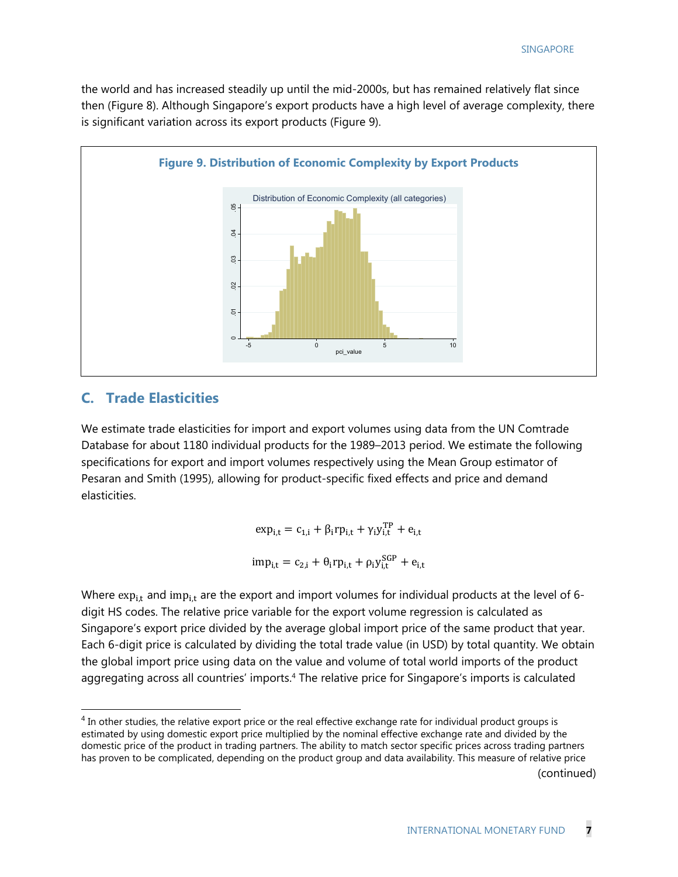the world and has increased steadily up until the mid-2000s, but has remained relatively flat since then (Figure 8). Although Singapore's export products have a high level of average complexity, there is significant variation across its export products (Figure 9).

**Figure 9. Distribution of Economic Complexity by Export Products**

## C. Trade Elasticities

We estimate trade elasticities for import and export volumes using data from the UN Comtrade Database for about 1180 individual products for the 1989–2013 period. We estimate the following specifications for export and import volumes respectively using the Mean Group estimator of Pesaran and Smith (1995), allowing for product-specific fixed effects and price and demand elasticities.

$$\mathrm{exp}_{i,t} = c_{1,i} + \beta_i \mathrm{rp}_{i,t} + \gamma_i y_{i,t}^{TP} + e_{i,t}$$

$$\mathrm{imp}_{i,t} = c_{2,i} + \theta_i \mathrm{rp}_{i,t} + \rho_i y_{i,t}^{SGP} + e_{i,t}$$

Where $\mathrm{exp}_{i,t}$ and $\mathrm{imp}_{i,t}$ are the export and import volumes for individual products at the level of 6-digit HS codes. The relative price variable for the export volume regression is calculated as Singapore's export price divided by the average global import price of the same product that year. Each 6-digit price is calculated by dividing the total trade value (in USD) by total quantity. We obtain the global import price using data on the value and volume of total world imports of the product aggregating across all countries' imports.[4] The relative price for Singapore's imports is calculated

[4] In other studies, the relative export price or the real effective exchange rate for individual product groups is estimated by using domestic export price multiplied by the nominal effective exchange rate and divided by the domestic price of the product in trading partners. The ability to match sector specific prices across trading partners has proven to be complicated, depending on the product group and data availability. This measure of relative price

(continued)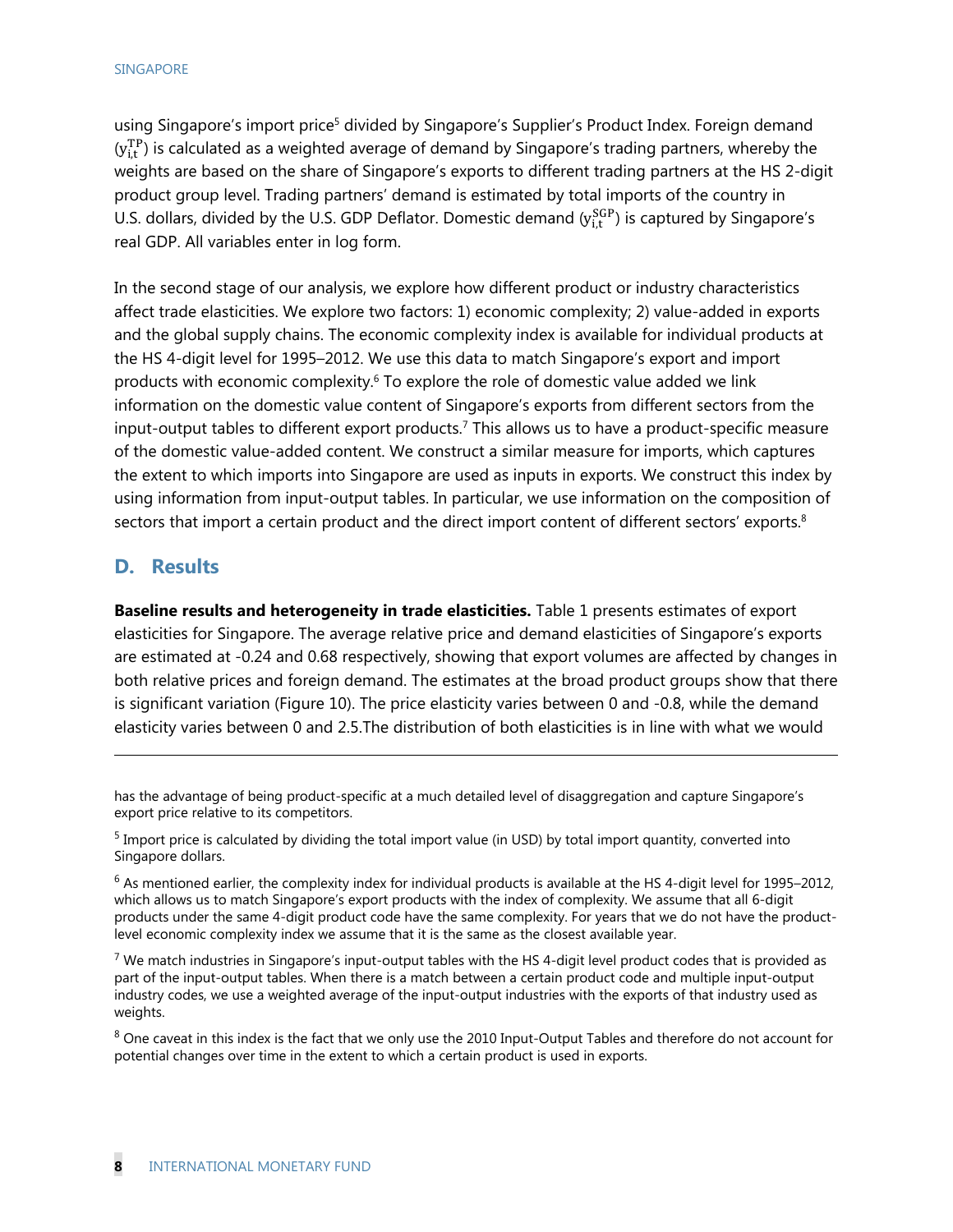using Singapore's import price[5] divided by Singapore's Supplier's Product Index. Foreign demand ($y_{i,t}^{TP}$) is calculated as a weighted average of demand by Singapore's trading partners, whereby the weights are based on the share of Singapore's exports to different trading partners at the HS 2-digit product group level. Trading partners' demand is estimated by total imports of the country in U.S. dollars, divided by the U.S. GDP Deflator. Domestic demand ($y_{i,t}^{SGP}$) is captured by Singapore's real GDP. All variables enter in log form.

In the second stage of our analysis, we explore how different product or industry characteristics affect trade elasticities. We explore two factors: 1) economic complexity; 2) value-added in exports and the global supply chains. The economic complexity index is available for individual products at the HS 4-digit level for 1995–2012. We use this data to match Singapore's export and import products with economic complexity.[6] To explore the role of domestic value added we link information on the domestic value content of Singapore's exports from different sectors from the input-output tables to different export products.[7] This allows us to have a product-specific measure of the domestic value-added content. We construct a similar measure for imports, which captures the extent to which imports into Singapore are used as inputs in exports. We construct this index by using information from input-output tables. In particular, we use information on the composition of sectors that import a certain product and the direct import content of different sectors' exports.[8]

## D. Results

**Baseline results and heterogeneity in trade elasticities.** Table 1 presents estimates of export elasticities for Singapore. The average relative price and demand elasticities of Singapore's exports are estimated at -0.24 and 0.68 respectively, showing that export volumes are affected by changes in both relative prices and foreign demand. The estimates at the broad product groups show that there is significant variation (Figure 10). The price elasticity varies between 0 and -0.8, while the demand elasticity varies between 0 and 2.5.The distribution of both elasticities is in line with what we would

---

has the advantage of being product-specific at a much detailed level of disaggregation and capture Singapore's export price relative to its competitors.

[5] Import price is calculated by dividing the total import value (in USD) by total import quantity, converted into Singapore dollars.

[6] As mentioned earlier, the complexity index for individual products is available at the HS 4-digit level for 1995–2012, which allows us to match Singapore's export products with the index of complexity. We assume that all 6-digit products under the same 4-digit product code have the same complexity. For years that we do not have the product-level economic complexity index we assume that it is the same as the closest available year.

[7] We match industries in Singapore's input-output tables with the HS 4-digit level product codes that is provided as part of the input-output tables. When there is a match between a certain product code and multiple input-output industry codes, we use a weighted average of the input-output industries with the exports of that industry used as weights.

[8] One caveat in this index is the fact that we only use the 2010 Input-Output Tables and therefore do not account for potential changes over time in the extent to which a certain product is used in exports.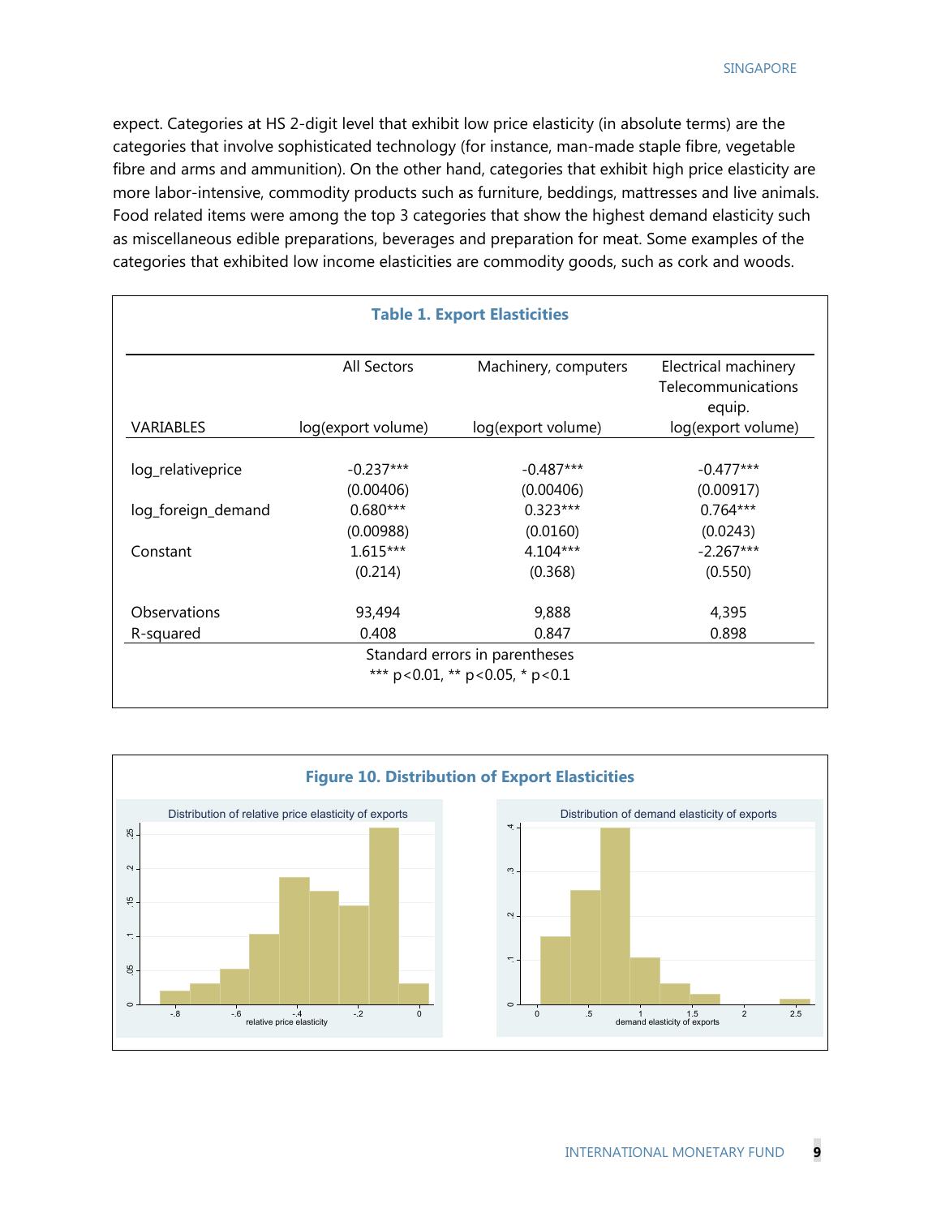expect. Categories at HS 2-digit level that exhibit low price elasticity (in absolute terms) are the categories that involve sophisticated technology (for instance, man-made staple fibre, vegetable fibre and arms and ammunition). On the other hand, categories that exhibit high price elasticity are more labor-intensive, commodity products such as furniture, beddings, mattresses and live animals. Food related items were among the top 3 categories that show the highest demand elasticity such as miscellaneous edible preparations, beverages and preparation for meat. Some examples of the categories that exhibited low income elasticities are commodity goods, such as cork and woods.

**Table 1. Export Elasticities**

| | All Sectors | Machinery, computers | Electrical machinery Telecommunications equip. |
|---|---|---|---|
| VARIABLES | log(export volume) | log(export volume) | log(export volume) |
| log_relativeprice | -0.237*** | -0.487*** | -0.477*** |
| | (0.00406) | (0.00406) | (0.00917) |
| log_foreign_demand | 0.680*** | 0.323*** | 0.764*** |
| | (0.00988) | (0.0160) | (0.0243) |
| Constant | 1.615*** | 4.104*** | -2.267*** |
| | (0.214) | (0.368) | (0.550) |
| Observations | 93,494 | 9,888 | 4,395 |
| R-squared | 0.408 | 0.847 | 0.898 |

Standard errors in parentheses
*** p<0.01, ** p<0.05, * p<0.1

**Figure 10. Distribution of Export Elasticities**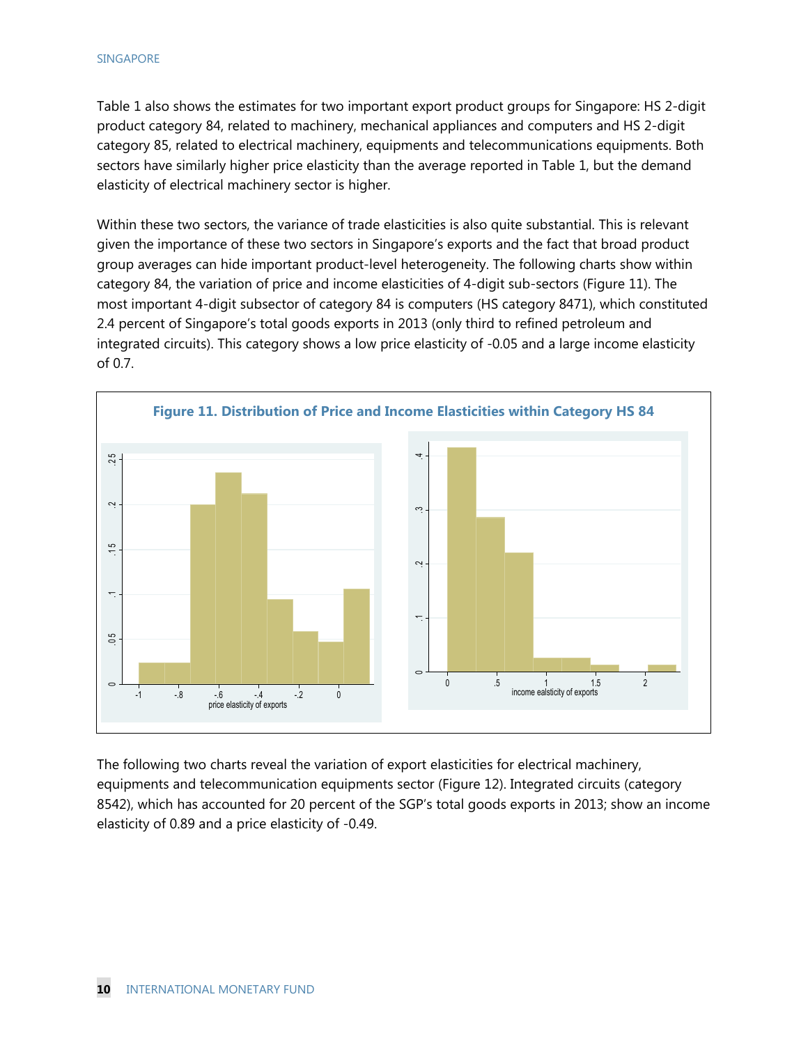Table 1 also shows the estimates for two important export product groups for Singapore: HS 2-digit product category 84, related to machinery, mechanical appliances and computers and HS 2-digit category 85, related to electrical machinery, equipments and telecommunications equipments. Both sectors have similarly higher price elasticity than the average reported in Table 1, but the demand elasticity of electrical machinery sector is higher.

Within these two sectors, the variance of trade elasticities is also quite substantial. This is relevant given the importance of these two sectors in Singapore's exports and the fact that broad product group averages can hide important product-level heterogeneity. The following charts show within category 84, the variation of price and income elasticities of 4-digit sub-sectors (Figure 11). The most important 4-digit subsector of category 84 is computers (HS category 8471), which constituted 2.4 percent of Singapore's total goods exports in 2013 (only third to refined petroleum and integrated circuits). This category shows a low price elasticity of -0.05 and a large income elasticity of 0.7.

**Figure 11. Distribution of Price and Income Elasticities within Category HS 84**

The following two charts reveal the variation of export elasticities for electrical machinery, equipments and telecommunication equipments sector (Figure 12). Integrated circuits (category 8542), which has accounted for 20 percent of the SGP's total goods exports in 2013; show an income elasticity of 0.89 and a price elasticity of -0.49.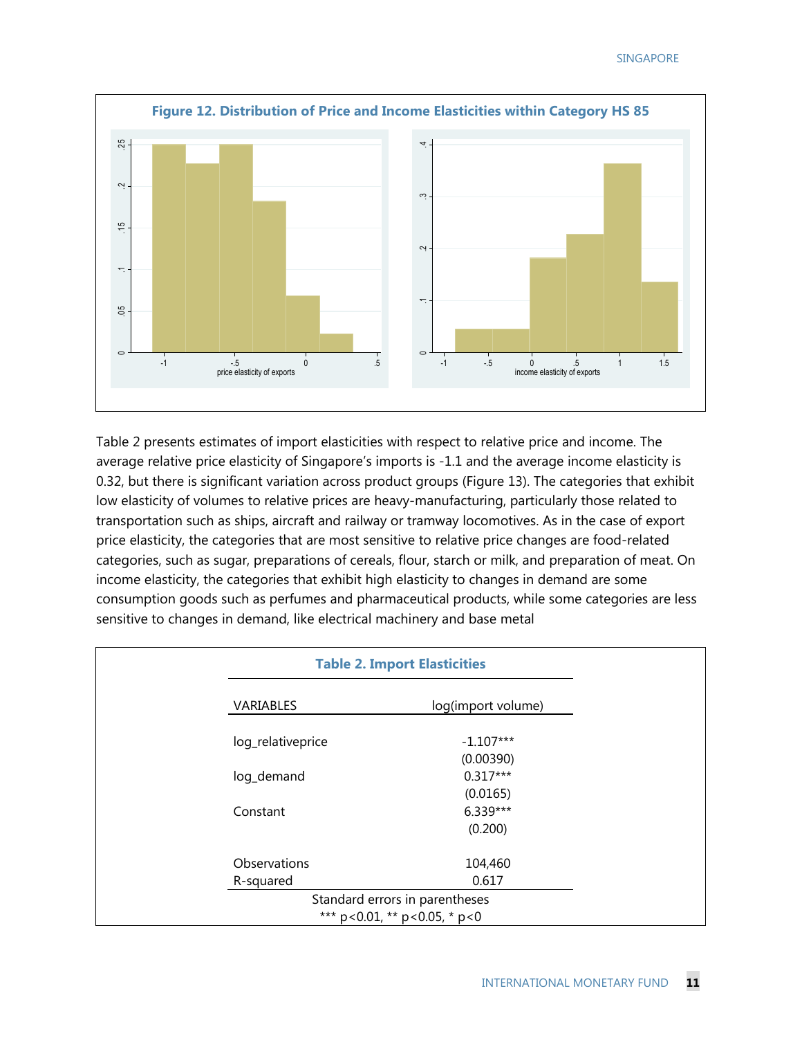**Figure 12. Distribution of Price and Income Elasticities within Category HS 85**

Table 2 presents estimates of import elasticities with respect to relative price and income. The average relative price elasticity of Singapore's imports is -1.1 and the average income elasticity is 0.32, but there is significant variation across product groups (Figure 13). The categories that exhibit low elasticity of volumes to relative prices are heavy-manufacturing, particularly those related to transportation such as ships, aircraft and railway or tramway locomotives. As in the case of export price elasticity, the categories that are most sensitive to relative price changes are food-related categories, such as sugar, preparations of cereals, flour, starch or milk, and preparation of meat. On income elasticity, the categories that exhibit high elasticity to changes in demand are some consumption goods such as perfumes and pharmaceutical products, while some categories are less sensitive to changes in demand, like electrical machinery and base metal

**Table 2. Import Elasticities**

| VARIABLES | log(import volume) |
|---|---|
| log_relativeprice | -1.107*** |
| | (0.00390) |
| log_demand | 0.317*** |
| | (0.0165) |
| Constant | 6.339*** |
| | (0.200) |
| | |
| Observations | 104,460 |
| R-squared | 0.617 |

Standard errors in parentheses

*** p<0.01, ** p<0.05, * p<0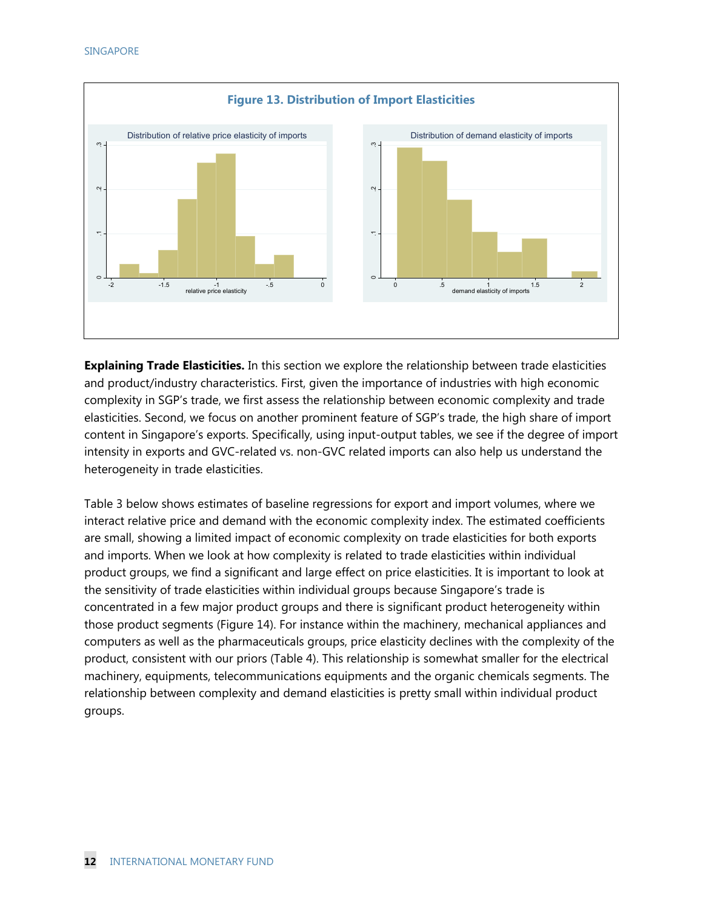**Figure 13. Distribution of Import Elasticities**

**Explaining Trade Elasticities.** In this section we explore the relationship between trade elasticities and product/industry characteristics. First, given the importance of industries with high economic complexity in SGP's trade, we first assess the relationship between economic complexity and trade elasticities. Second, we focus on another prominent feature of SGP's trade, the high share of import content in Singapore's exports. Specifically, using input-output tables, we see if the degree of import intensity in exports and GVC-related vs. non-GVC related imports can also help us understand the heterogeneity in trade elasticities.

Table 3 below shows estimates of baseline regressions for export and import volumes, where we interact relative price and demand with the economic complexity index. The estimated coefficients are small, showing a limited impact of economic complexity on trade elasticities for both exports and imports. When we look at how complexity is related to trade elasticities within individual product groups, we find a significant and large effect on price elasticities. It is important to look at the sensitivity of trade elasticities within individual groups because Singapore's trade is concentrated in a few major product groups and there is significant product heterogeneity within those product segments (Figure 14). For instance within the machinery, mechanical appliances and computers as well as the pharmaceuticals groups, price elasticity declines with the complexity of the product, consistent with our priors (Table 4). This relationship is somewhat smaller for the electrical machinery, equipments, telecommunications equipments and the organic chemicals segments. The relationship between complexity and demand elasticities is pretty small within individual product groups.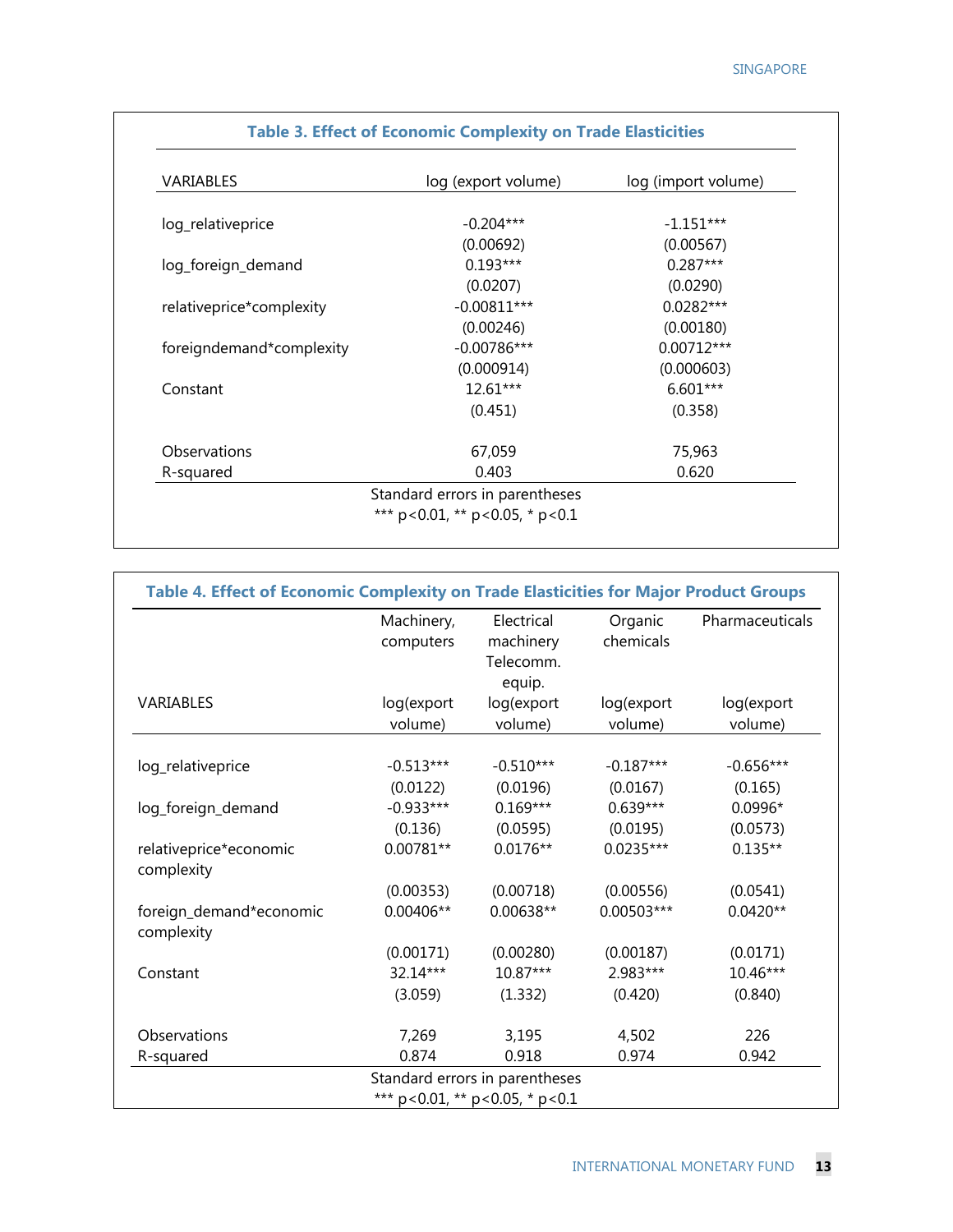**Table 3. Effect of Economic Complexity on Trade Elasticities**

| VARIABLES | log (export volume) | log (import volume) |
|---|---|---|
| log_relativeprice | -0.204*** | -1.151*** |
| | (0.00692) | (0.00567) |
| log_foreign_demand | 0.193*** | 0.287*** |
| | (0.0207) | (0.0290) |
| relativeprice*complexity | -0.00811*** | 0.0282*** |
| | (0.00246) | (0.00180) |
| foreigndemand*complexity | -0.00786*** | 0.00712*** |
| | (0.000914) | (0.000603) |
| Constant | 12.61*** | 6.601*** |
| | (0.451) | (0.358) |
| Observations | 67,059 | 75,963 |
| R-squared | 0.403 | 0.620 |

Standard errors in parentheses
*** p<0.01, ** p<0.05, * p<0.1

**Table 4. Effect of Economic Complexity on Trade Elasticities for Major Product Groups**

| | Machinery, computers | Electrical machinery Telecomm. equip. | Organic chemicals | Pharmaceuticals |
|---|---|---|---|---|
| VARIABLES | log(export volume) | log(export volume) | log(export volume) | log(export volume) |
| log_relativeprice | -0.513*** | -0.510*** | -0.187*** | -0.656*** |
| | (0.0122) | (0.0196) | (0.0167) | (0.165) |
| log_foreign_demand | -0.933*** | 0.169*** | 0.639*** | 0.0996* |
| | (0.136) | (0.0595) | (0.0195) | (0.0573) |
| relativeprice*economic complexity | 0.00781** | 0.0176** | 0.0235*** | 0.135** |
| | (0.00353) | (0.00718) | (0.00556) | (0.0541) |
| foreign_demand*economic complexity | 0.00406** | 0.00638** | 0.00503*** | 0.0420** |
| | (0.00171) | (0.00280) | (0.00187) | (0.0171) |
| Constant | 32.14*** | 10.87*** | 2.983*** | 10.46*** |
| | (3.059) | (1.332) | (0.420) | (0.840) |
| Observations | 7,269 | 3,195 | 4,502 | 226 |
| R-squared | 0.874 | 0.918 | 0.974 | 0.942 |

Standard errors in parentheses
*** p<0.01, ** p<0.05, * p<0.1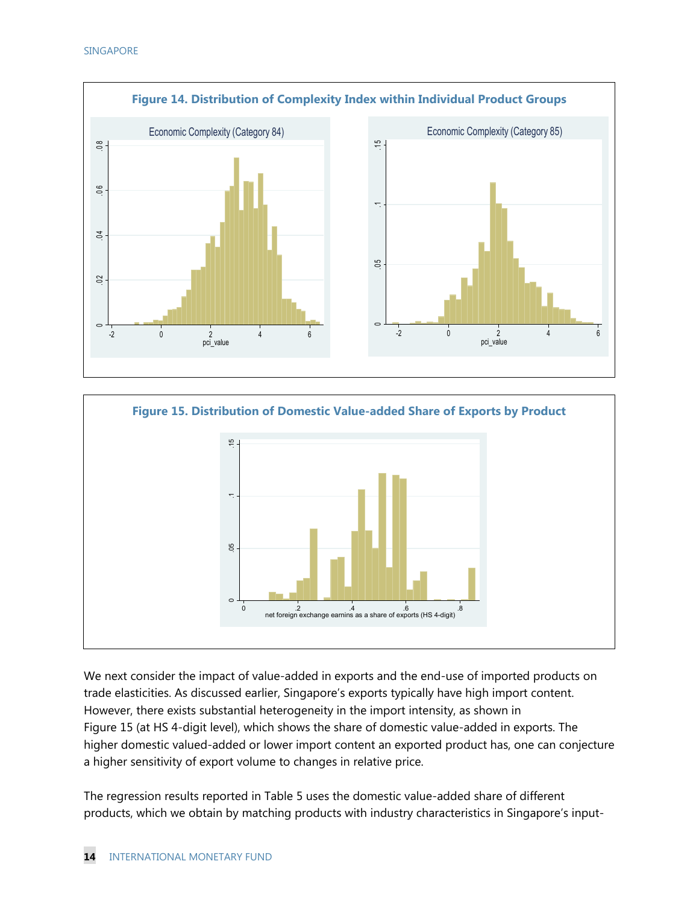**Figure 14. Distribution of Complexity Index within Individual Product Groups**

**Figure 15. Distribution of Domestic Value-added Share of Exports by Product**

We next consider the impact of value-added in exports and the end-use of imported products on trade elasticities. As discussed earlier, Singapore's exports typically have high import content. However, there exists substantial heterogeneity in the import intensity, as shown in Figure 15 (at HS 4-digit level), which shows the share of domestic value-added in exports. The higher domestic valued-added or lower import content an exported product has, one can conjecture a higher sensitivity of export volume to changes in relative price.

The regression results reported in Table 5 uses the domestic value-added share of different products, which we obtain by matching products with industry characteristics in Singapore's input-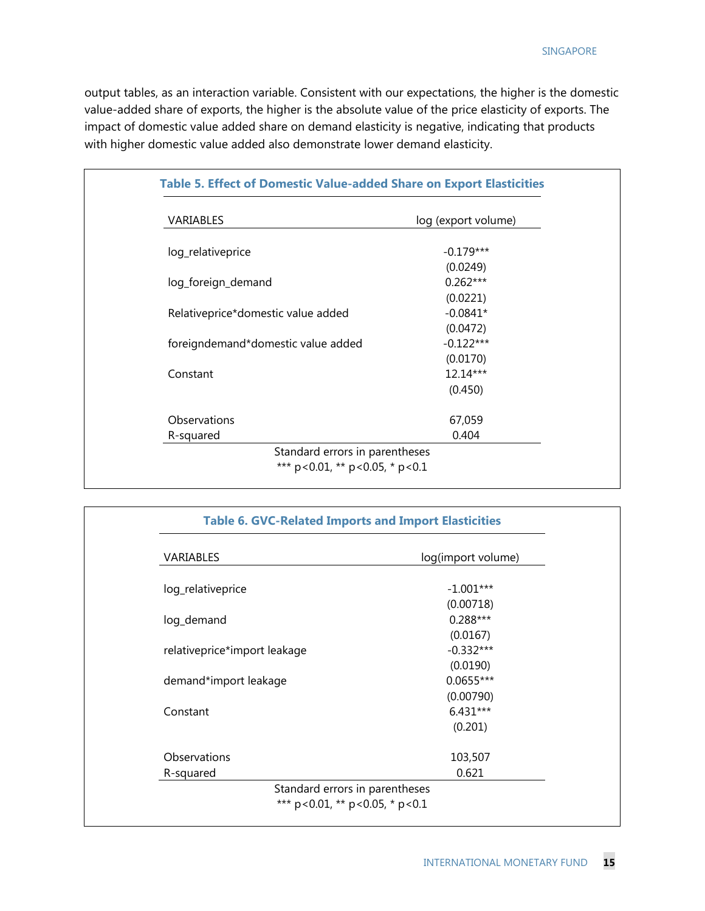output tables, as an interaction variable. Consistent with our expectations, the higher is the domestic value-added share of exports, the higher is the absolute value of the price elasticity of exports. The impact of domestic value added share on demand elasticity is negative, indicating that products with higher domestic value added also demonstrate lower demand elasticity.

**Table 5. Effect of Domestic Value-added Share on Export Elasticities**

| VARIABLES | log (export volume) |
|---|---|
| log_relativeprice | -0.179*** |
| | (0.0249) |
| log_foreign_demand | 0.262*** |
| | (0.0221) |
| Relativeprice*domestic value added | -0.0841* |
| | (0.0472) |
| foreigndemand*domestic value added | -0.122*** |
| | (0.0170) |
| Constant | 12.14*** |
| | (0.450) |
| Observations | 67,059 |
| R-squared | 0.404 |

Standard errors in parentheses
*** p<0.01, ** p<0.05, * p<0.1

**Table 6. GVC-Related Imports and Import Elasticities**

| VARIABLES | log(import volume) |
|---|---|
| log_relativeprice | -1.001*** |
| | (0.00718) |
| log_demand | 0.288*** |
| | (0.0167) |
| relativeprice*import leakage | -0.332*** |
| | (0.0190) |
| demand*import leakage | 0.0655*** |
| | (0.00790) |
| Constant | 6.431*** |
| | (0.201) |
| Observations | 103,507 |
| R-squared | 0.621 |

Standard errors in parentheses
*** p<0.01, ** p<0.05, * p<0.1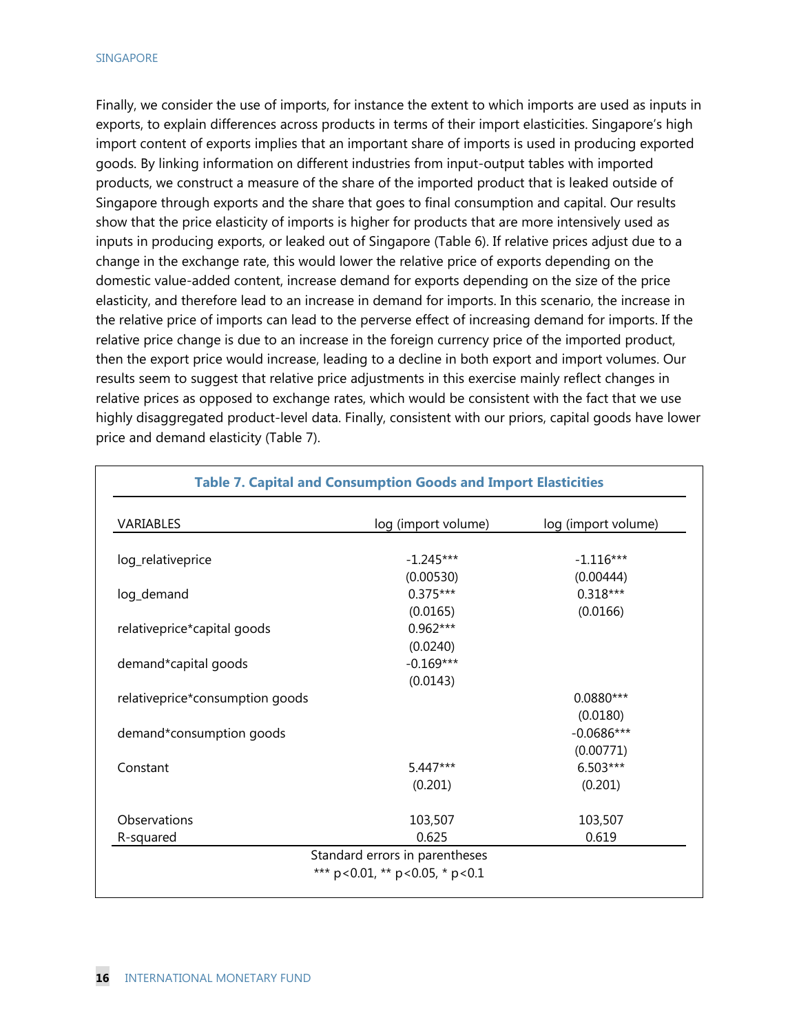Finally, we consider the use of imports, for instance the extent to which imports are used as inputs in exports, to explain differences across products in terms of their import elasticities. Singapore's high import content of exports implies that an important share of imports is used in producing exported goods. By linking information on different industries from input-output tables with imported products, we construct a measure of the share of the imported product that is leaked outside of Singapore through exports and the share that goes to final consumption and capital. Our results show that the price elasticity of imports is higher for products that are more intensively used as inputs in producing exports, or leaked out of Singapore (Table 6). If relative prices adjust due to a change in the exchange rate, this would lower the relative price of exports depending on the domestic value-added content, increase demand for exports depending on the size of the price elasticity, and therefore lead to an increase in demand for imports. In this scenario, the increase in the relative price of imports can lead to the perverse effect of increasing demand for imports. If the relative price change is due to an increase in the foreign currency price of the imported product, then the export price would increase, leading to a decline in both export and import volumes. Our results seem to suggest that relative price adjustments in this exercise mainly reflect changes in relative prices as opposed to exchange rates, which would be consistent with the fact that we use highly disaggregated product-level data. Finally, consistent with our priors, capital goods have lower price and demand elasticity (Table 7).

**Table 7. Capital and Consumption Goods and Import Elasticities**

| VARIABLES | log (import volume) | log (import volume) |
|---|---|---|
| log_relativeprice | -1.245*** | -1.116*** |
| | (0.00530) | (0.00444) |
| log_demand | 0.375*** | 0.318*** |
| | (0.0165) | (0.0166) |
| relativeprice*capital goods | 0.962*** | |
| | (0.0240) | |
| demand*capital goods | -0.169*** | |
| | (0.0143) | |
| relativeprice*consumption goods | | 0.0880*** |
| | | (0.0180) |
| demand*consumption goods | | -0.0686*** |
| | | (0.00771) |
| Constant | 5.447*** | 6.503*** |
| | (0.201) | (0.201) |
| Observations | 103,507 | 103,507 |
| R-squared | 0.625 | 0.619 |

Standard errors in parentheses

*** p<0.01, ** p<0.05, * p<0.1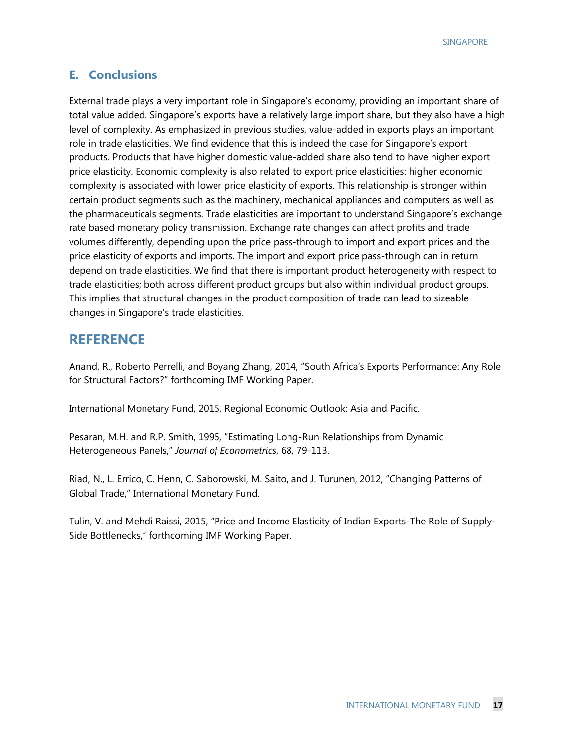## E. Conclusions

External trade plays a very important role in Singapore's economy, providing an important share of total value added. Singapore's exports have a relatively large import share, but they also have a high level of complexity. As emphasized in previous studies, value-added in exports plays an important role in trade elasticities. We find evidence that this is indeed the case for Singapore's export products. Products that have higher domestic value-added share also tend to have higher export price elasticity. Economic complexity is also related to export price elasticities: higher economic complexity is associated with lower price elasticity of exports. This relationship is stronger within certain product segments such as the machinery, mechanical appliances and computers as well as the pharmaceuticals segments. Trade elasticities are important to understand Singapore's exchange rate based monetary policy transmission. Exchange rate changes can affect profits and trade volumes differently, depending upon the price pass-through to import and export prices and the price elasticity of exports and imports. The import and export price pass-through can in return depend on trade elasticities. We find that there is important product heterogeneity with respect to trade elasticities; both across different product groups but also within individual product groups. This implies that structural changes in the product composition of trade can lead to sizeable changes in Singapore's trade elasticities.

# REFERENCE

Anand, R., Roberto Perrelli, and Boyang Zhang, 2014, "South Africa's Exports Performance: Any Role for Structural Factors?" forthcoming IMF Working Paper.

International Monetary Fund, 2015, Regional Economic Outlook: Asia and Pacific.

Pesaran, M.H. and R.P. Smith, 1995, "Estimating Long-Run Relationships from Dynamic Heterogeneous Panels," *Journal of Econometrics*, 68, 79-113.

Riad, N., L. Errico, C. Henn, C. Saborowski, M. Saito, and J. Turunen, 2012, "Changing Patterns of Global Trade," International Monetary Fund.

Tulin, V. and Mehdi Raissi, 2015, "Price and Income Elasticity of Indian Exports-The Role of Supply-Side Bottlenecks," forthcoming IMF Working Paper.